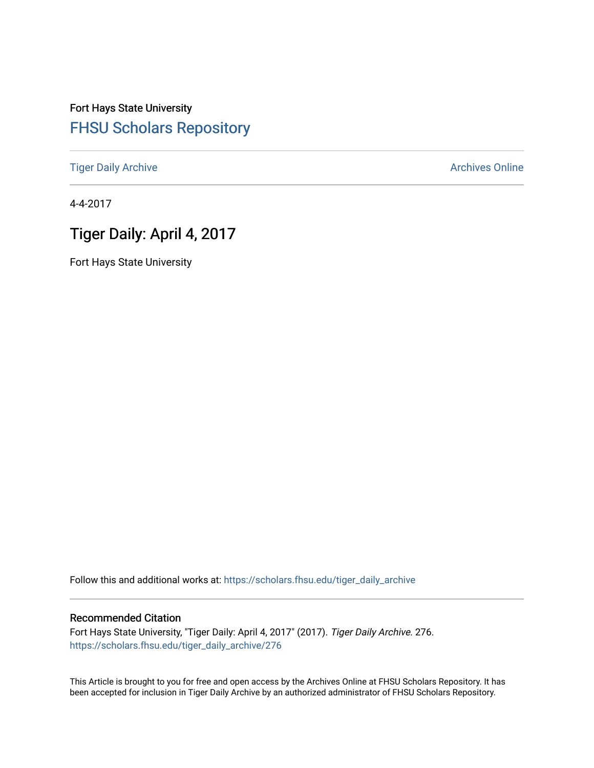Fort Hays State University

[FHSU Scholars Repository](https://scholars.fhsu.edu/)

[Tiger Daily Archive](https://scholars.fhsu.edu/tiger_daily_archive) | [Archives Online](https://scholars.fhsu.edu/archives)

4-4-2017

# Tiger Daily: April 4, 2017

Fort Hays State University

Follow this and additional works at: https://scholars.fhsu.edu/tiger_daily_archive

## Recommended Citation

Fort Hays State University, "Tiger Daily: April 4, 2017" (2017). *Tiger Daily Archive*. 276.
https://scholars.fhsu.edu/tiger_daily_archive/276

This Article is brought to you for free and open access by the Archives Online at FHSU Scholars Repository. It has been accepted for inclusion in Tiger Daily Archive by an authorized administrator of FHSU Scholars Repository.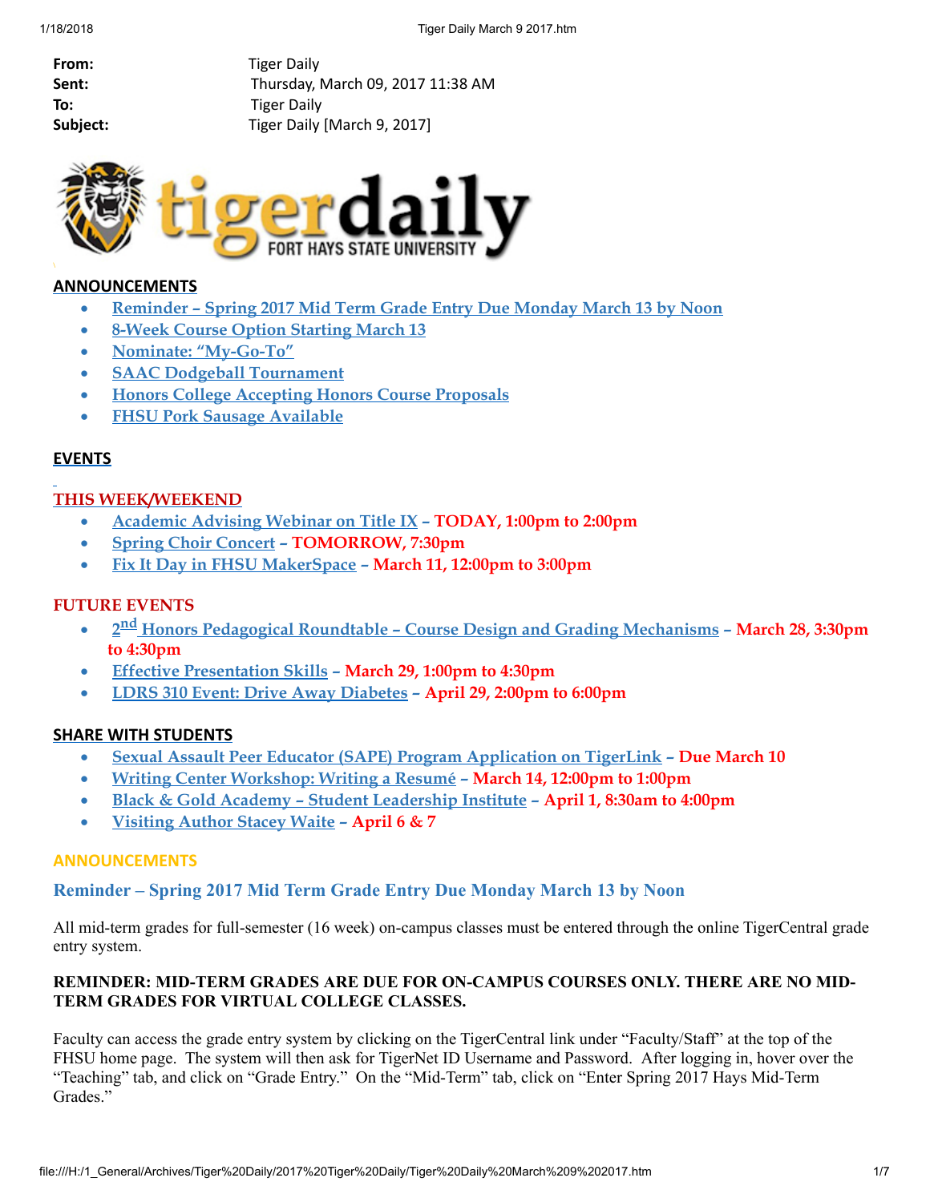| | |
|---|---|
| **From:** | Tiger Daily |
| **Sent:** | Thursday, March 09, 2017 11:38 AM |
| **To:** | Tiger Daily |
| **Subject:** | Tiger Daily [March 9, 2017] |

## ANNOUNCEMENTS

- Reminder – Spring 2017 Mid Term Grade Entry Due Monday March 13 by Noon
- 8-Week Course Option Starting March 13
- Nominate: "My-Go-To"
- SAAC Dodgeball Tournament
- Honors College Accepting Honors Course Proposals
- FHSU Pork Sausage Available

## EVENTS

### THIS WEEK/WEEKEND

- Academic Advising Webinar on Title IX – **TODAY, 1:00pm to 2:00pm**
- Spring Choir Concert – **TOMORROW, 7:30pm**
- Fix It Day in FHSU MakerSpace – **March 11, 12:00pm to 3:00pm**

### FUTURE EVENTS

- 2nd Honors Pedagogical Roundtable – Course Design and Grading Mechanisms – **March 28, 3:30pm to 4:30pm**
- Effective Presentation Skills – **March 29, 1:00pm to 4:30pm**
- LDRS 310 Event: Drive Away Diabetes – **April 29, 2:00pm to 6:00pm**

## SHARE WITH STUDENTS

- Sexual Assault Peer Educator (SAPE) Program Application on TigerLink – **Due March 10**
- Writing Center Workshop: Writing a Resumé – **March 14, 12:00pm to 1:00pm**
- Black & Gold Academy – Student Leadership Institute – **April 1, 8:30am to 4:00pm**
- Visiting Author Stacey Waite – **April 6 & 7**

## ANNOUNCEMENTS

### Reminder – Spring 2017 Mid Term Grade Entry Due Monday March 13 by Noon

All mid-term grades for full-semester (16 week) on-campus classes must be entered through the online TigerCentral grade entry system.

**REMINDER: MID-TERM GRADES ARE DUE FOR ON-CAMPUS COURSES ONLY. THERE ARE NO MID-TERM GRADES FOR VIRTUAL COLLEGE CLASSES.**

Faculty can access the grade entry system by clicking on the TigerCentral link under "Faculty/Staff" at the top of the FHSU home page. The system will then ask for TigerNet ID Username and Password. After logging in, hover over the "Teaching" tab, and click on "Grade Entry." On the "Mid-Term" tab, click on "Enter Spring 2017 Hays Mid-Term Grades."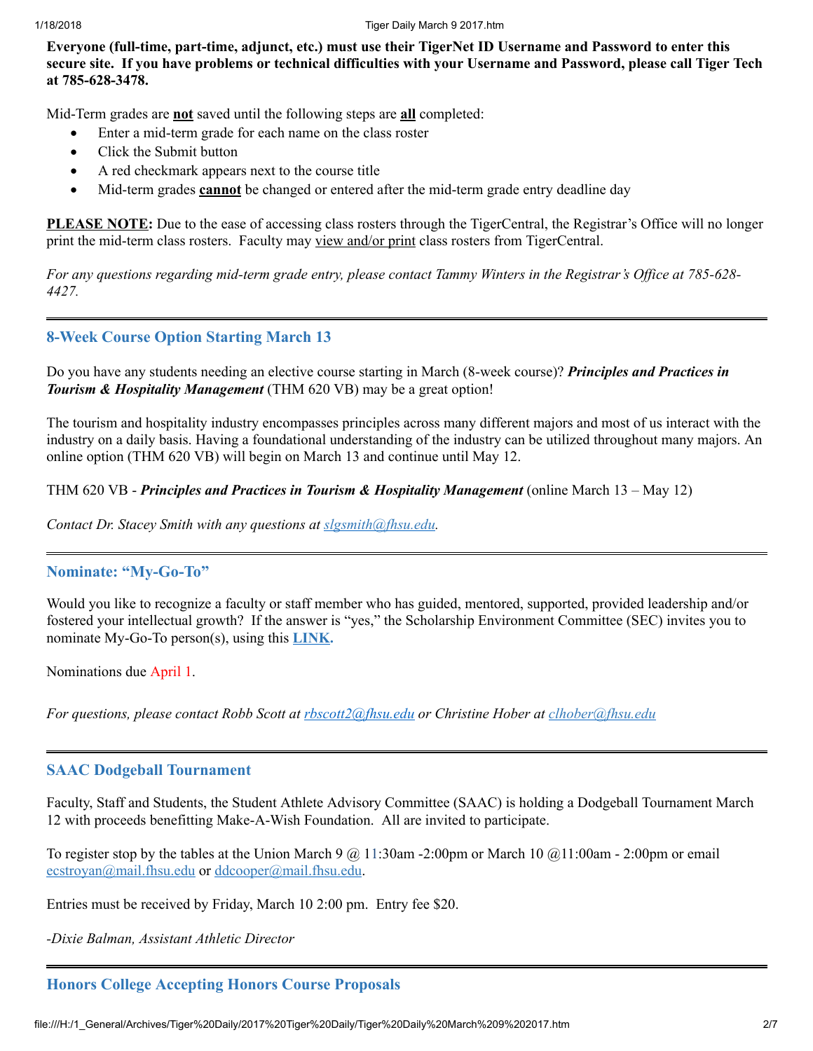**Everyone (full-time, part-time, adjunct, etc.) must use their TigerNet ID Username and Password to enter this secure site. If you have problems or technical difficulties with your Username and Password, please call Tiger Tech at 785-628-3478.**

Mid-Term grades are **not** saved until the following steps are **all** completed:

- Enter a mid-term grade for each name on the class roster
- Click the Submit button
- A red checkmark appears next to the course title
- Mid-term grades **cannot** be changed or entered after the mid-term grade entry deadline day

**PLEASE NOTE:** Due to the ease of accessing class rosters through the TigerCentral, the Registrar's Office will no longer print the mid-term class rosters. Faculty may view and/or print class rosters from TigerCentral.

*For any questions regarding mid-term grade entry, please contact Tammy Winters in the Registrar's Office at 785-628-4427.*

---

## 8-Week Course Option Starting March 13

Do you have any students needing an elective course starting in March (8-week course)? ***Principles and Practices in Tourism & Hospitality Management*** (THM 620 VB) may be a great option!

The tourism and hospitality industry encompasses principles across many different majors and most of us interact with the industry on a daily basis. Having a foundational understanding of the industry can be utilized throughout many majors. An online option (THM 620 VB) will begin on March 13 and continue until May 12.

THM 620 VB - ***Principles and Practices in Tourism & Hospitality Management*** (online March 13 – May 12)

*Contact Dr. Stacey Smith with any questions at slgsmith@fhsu.edu.*

---

## Nominate: "My-Go-To"

Would you like to recognize a faculty or staff member who has guided, mentored, supported, provided leadership and/or fostered your intellectual growth? If the answer is "yes," the Scholarship Environment Committee (SEC) invites you to nominate My-Go-To person(s), using this **LINK.**

Nominations due April 1.

*For questions, please contact Robb Scott at rbscott2@fhsu.edu or Christine Hober at clhober@fhsu.edu*

---

## SAAC Dodgeball Tournament

Faculty, Staff and Students, the Student Athlete Advisory Committee (SAAC) is holding a Dodgeball Tournament March 12 with proceeds benefitting Make-A-Wish Foundation. All are invited to participate.

To register stop by the tables at the Union March 9 @ 11:30am -2:00pm or March 10 @11:00am - 2:00pm or email ecstroyan@mail.fhsu.edu or ddcooper@mail.fhsu.edu.

Entries must be received by Friday, March 10 2:00 pm. Entry fee $20.

*-Dixie Balman, Assistant Athletic Director*

---

## Honors College Accepting Honors Course Proposals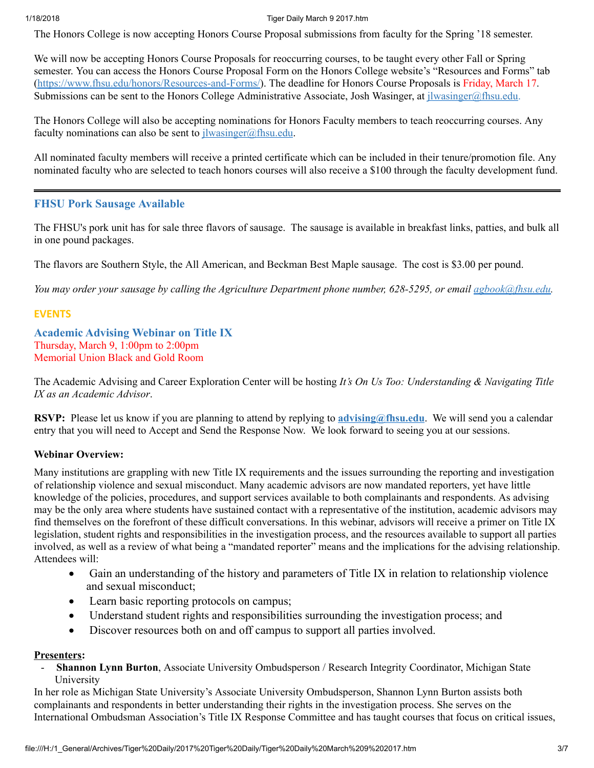The Honors College is now accepting Honors Course Proposal submissions from faculty for the Spring '18 semester.

We will now be accepting Honors Course Proposals for reoccurring courses, to be taught every other Fall or Spring semester. You can access the Honors Course Proposal Form on the Honors College website's "Resources and Forms" tab (https://www.fhsu.edu/honors/Resources-and-Forms/). The deadline for Honors Course Proposals is Friday, March 17. Submissions can be sent to the Honors College Administrative Associate, Josh Wasinger, at jlwasinger@fhsu.edu.

The Honors College will also be accepting nominations for Honors Faculty members to teach reoccurring courses. Any faculty nominations can also be sent to jlwasinger@fhsu.edu.

All nominated faculty members will receive a printed certificate which can be included in their tenure/promotion file. Any nominated faculty who are selected to teach honors courses will also receive a $100 through the faculty development fund.

---

### FHSU Pork Sausage Available

The FHSU's pork unit has for sale three flavors of sausage. The sausage is available in breakfast links, patties, and bulk all in one pound packages.

The flavors are Southern Style, the All American, and Beckman Best Maple sausage. The cost is $3.00 per pound.

*You may order your sausage by calling the Agriculture Department phone number, 628-5295, or email agbook@fhsu.edu.*

## EVENTS

### Academic Advising Webinar on Title IX

Thursday, March 9, 1:00pm to 2:00pm
Memorial Union Black and Gold Room

The Academic Advising and Career Exploration Center will be hosting *It's On Us Too: Understanding & Navigating Title IX as an Academic Advisor*.

**RSVP:** Please let us know if you are planning to attend by replying to **advising@fhsu.edu**. We will send you a calendar entry that you will need to Accept and Send the Response Now. We look forward to seeing you at our sessions.

**Webinar Overview:**

Many institutions are grappling with new Title IX requirements and the issues surrounding the reporting and investigation of relationship violence and sexual misconduct. Many academic advisors are now mandated reporters, yet have little knowledge of the policies, procedures, and support services available to both complainants and respondents. As advising may be the only area where students have sustained contact with a representative of the institution, academic advisors may find themselves on the forefront of these difficult conversations. In this webinar, advisors will receive a primer on Title IX legislation, student rights and responsibilities in the investigation process, and the resources available to support all parties involved, as well as a review of what being a "mandated reporter" means and the implications for the advising relationship. Attendees will:

- Gain an understanding of the history and parameters of Title IX in relation to relationship violence and sexual misconduct;
- Learn basic reporting protocols on campus;
- Understand student rights and responsibilities surrounding the investigation process; and
- Discover resources both on and off campus to support all parties involved.

**Presenters:**

- **Shannon Lynn Burton**, Associate University Ombudsperson / Research Integrity Coordinator, Michigan State University

In her role as Michigan State University's Associate University Ombudsperson, Shannon Lynn Burton assists both complainants and respondents in better understanding their rights in the investigation process. She serves on the International Ombudsman Association's Title IX Response Committee and has taught courses that focus on critical issues,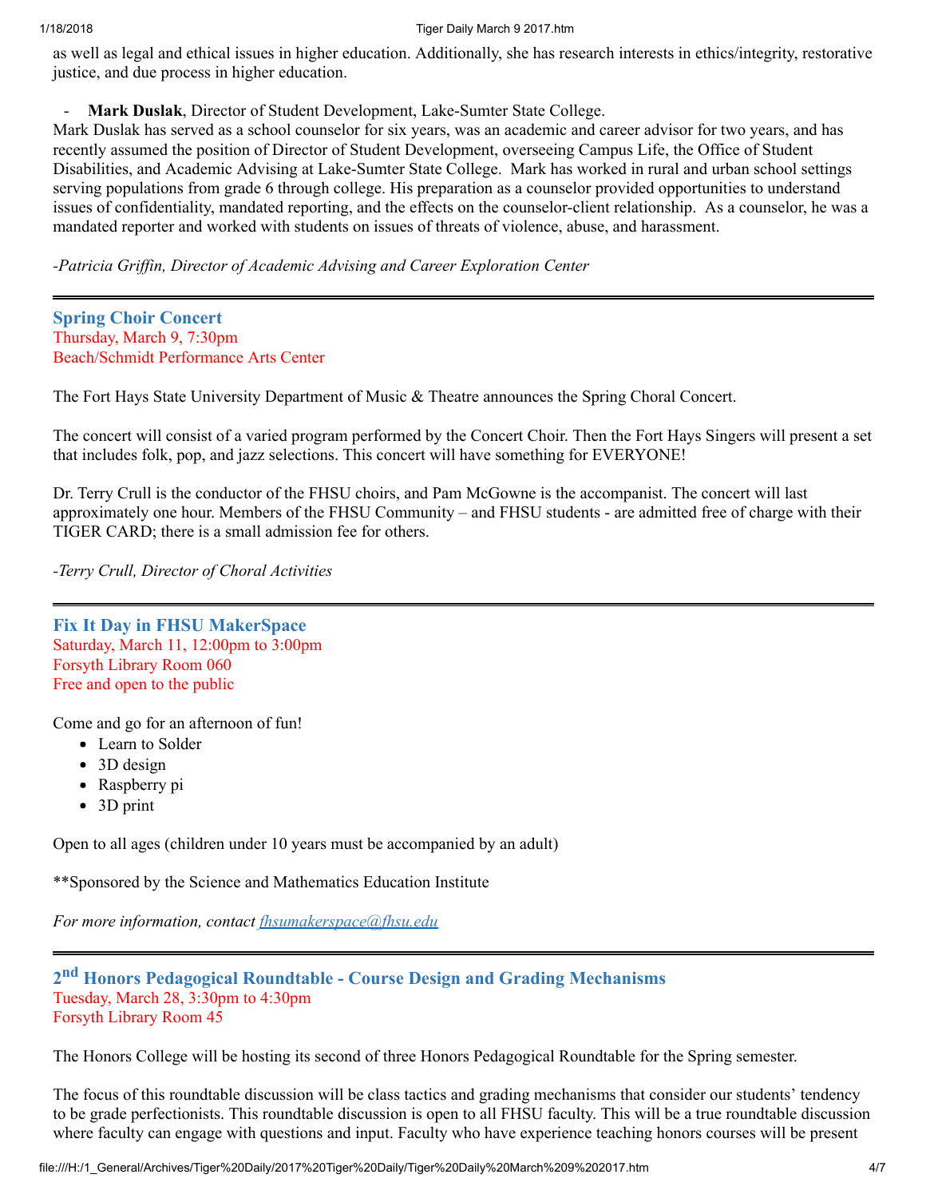as well as legal and ethical issues in higher education. Additionally, she has research interests in ethics/integrity, restorative justice, and due process in higher education.

- **Mark Duslak**, Director of Student Development, Lake-Sumter State College.

Mark Duslak has served as a school counselor for six years, was an academic and career advisor for two years, and has recently assumed the position of Director of Student Development, overseeing Campus Life, the Office of Student Disabilities, and Academic Advising at Lake-Sumter State College. Mark has worked in rural and urban school settings serving populations from grade 6 through college. His preparation as a counselor provided opportunities to understand issues of confidentiality, mandated reporting, and the effects on the counselor-client relationship. As a counselor, he was a mandated reporter and worked with students on issues of threats of violence, abuse, and harassment.

*-Patricia Griffin, Director of Academic Advising and Career Exploration Center*

---

## Spring Choir Concert

Thursday, March 9, 7:30pm
Beach/Schmidt Performance Arts Center

The Fort Hays State University Department of Music & Theatre announces the Spring Choral Concert.

The concert will consist of a varied program performed by the Concert Choir. Then the Fort Hays Singers will present a set that includes folk, pop, and jazz selections. This concert will have something for EVERYONE!

Dr. Terry Crull is the conductor of the FHSU choirs, and Pam McGowne is the accompanist. The concert will last approximately one hour. Members of the FHSU Community – and FHSU students - are admitted free of charge with their TIGER CARD; there is a small admission fee for others.

*-Terry Crull, Director of Choral Activities*

---

## Fix It Day in FHSU MakerSpace

Saturday, March 11, 12:00pm to 3:00pm
Forsyth Library Room 060
Free and open to the public

Come and go for an afternoon of fun!

- Learn to Solder
- 3D design
- Raspberry pi
- 3D print

Open to all ages (children under 10 years must be accompanied by an adult)

**Sponsored by the Science and Mathematics Education Institute

*For more information, contact fhsumakerspace@fhsu.edu*

---

## 2nd Honors Pedagogical Roundtable - Course Design and Grading Mechanisms

Tuesday, March 28, 3:30pm to 4:30pm
Forsyth Library Room 45

The Honors College will be hosting its second of three Honors Pedagogical Roundtable for the Spring semester.

The focus of this roundtable discussion will be class tactics and grading mechanisms that consider our students' tendency to be grade perfectionists. This roundtable discussion is open to all FHSU faculty. This will be a true roundtable discussion where faculty can engage with questions and input. Faculty who have experience teaching honors courses will be present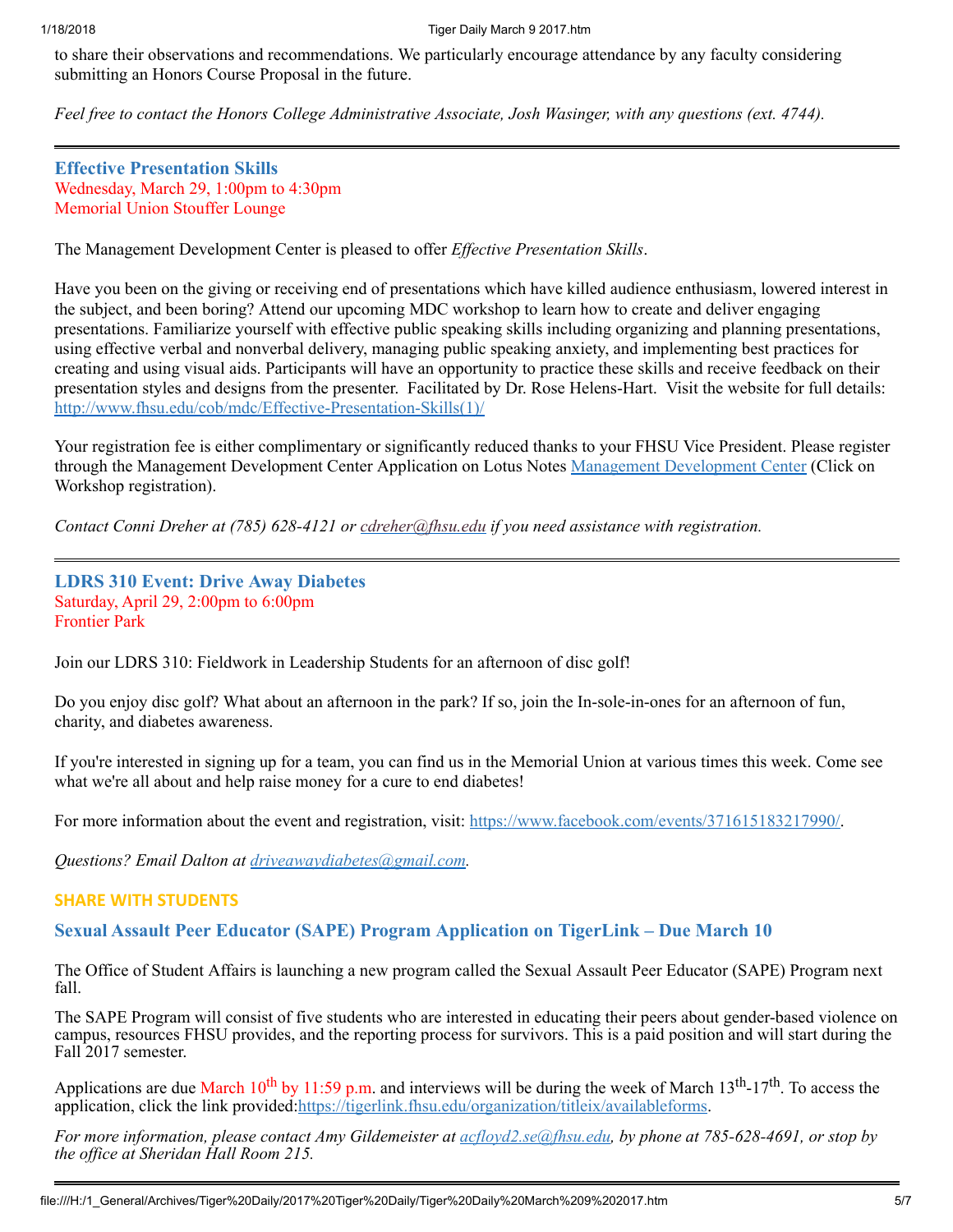to share their observations and recommendations. We particularly encourage attendance by any faculty considering submitting an Honors Course Proposal in the future.

*Feel free to contact the Honors College Administrative Associate, Josh Wasinger, with any questions (ext. 4744).*

---

### Effective Presentation Skills

Wednesday, March 29, 1:00pm to 4:30pm
Memorial Union Stouffer Lounge

The Management Development Center is pleased to offer *Effective Presentation Skills*.

Have you been on the giving or receiving end of presentations which have killed audience enthusiasm, lowered interest in the subject, and been boring? Attend our upcoming MDC workshop to learn how to create and deliver engaging presentations. Familiarize yourself with effective public speaking skills including organizing and planning presentations, using effective verbal and nonverbal delivery, managing public speaking anxiety, and implementing best practices for creating and using visual aids. Participants will have an opportunity to practice these skills and receive feedback on their presentation styles and designs from the presenter. Facilitated by Dr. Rose Helens-Hart. Visit the website for full details: http://www.fhsu.edu/cob/mdc/Effective-Presentation-Skills(1)/

Your registration fee is either complimentary or significantly reduced thanks to your FHSU Vice President. Please register through the Management Development Center Application on Lotus Notes Management Development Center (Click on Workshop registration).

*Contact Conni Dreher at (785) 628-4121 or cdreher@fhsu.edu if you need assistance with registration.*

---

### LDRS 310 Event: Drive Away Diabetes

Saturday, April 29, 2:00pm to 6:00pm
Frontier Park

Join our LDRS 310: Fieldwork in Leadership Students for an afternoon of disc golf!

Do you enjoy disc golf? What about an afternoon in the park? If so, join the In-sole-in-ones for an afternoon of fun, charity, and diabetes awareness.

If you're interested in signing up for a team, you can find us in the Memorial Union at various times this week. Come see what we're all about and help raise money for a cure to end diabetes!

For more information about the event and registration, visit: https://www.facebook.com/events/371615183217990/.

*Questions? Email Dalton at driveawaydiabetes@gmail.com.*

## SHARE WITH STUDENTS

### Sexual Assault Peer Educator (SAPE) Program Application on TigerLink – Due March 10

The Office of Student Affairs is launching a new program called the Sexual Assault Peer Educator (SAPE) Program next fall.

The SAPE Program will consist of five students who are interested in educating their peers about gender-based violence on campus, resources FHSU provides, and the reporting process for survivors. This is a paid position and will start during the Fall 2017 semester.

Applications are due March 10th by 11:59 p.m. and interviews will be during the week of March 13th-17th. To access the application, click the link provided:https://tigerlink.fhsu.edu/organization/titleix/availableforms.

*For more information, please contact Amy Gildemeister at acfloyd2.se@fhsu.edu, by phone at 785-628-4691, or stop by the office at Sheridan Hall Room 215.*

---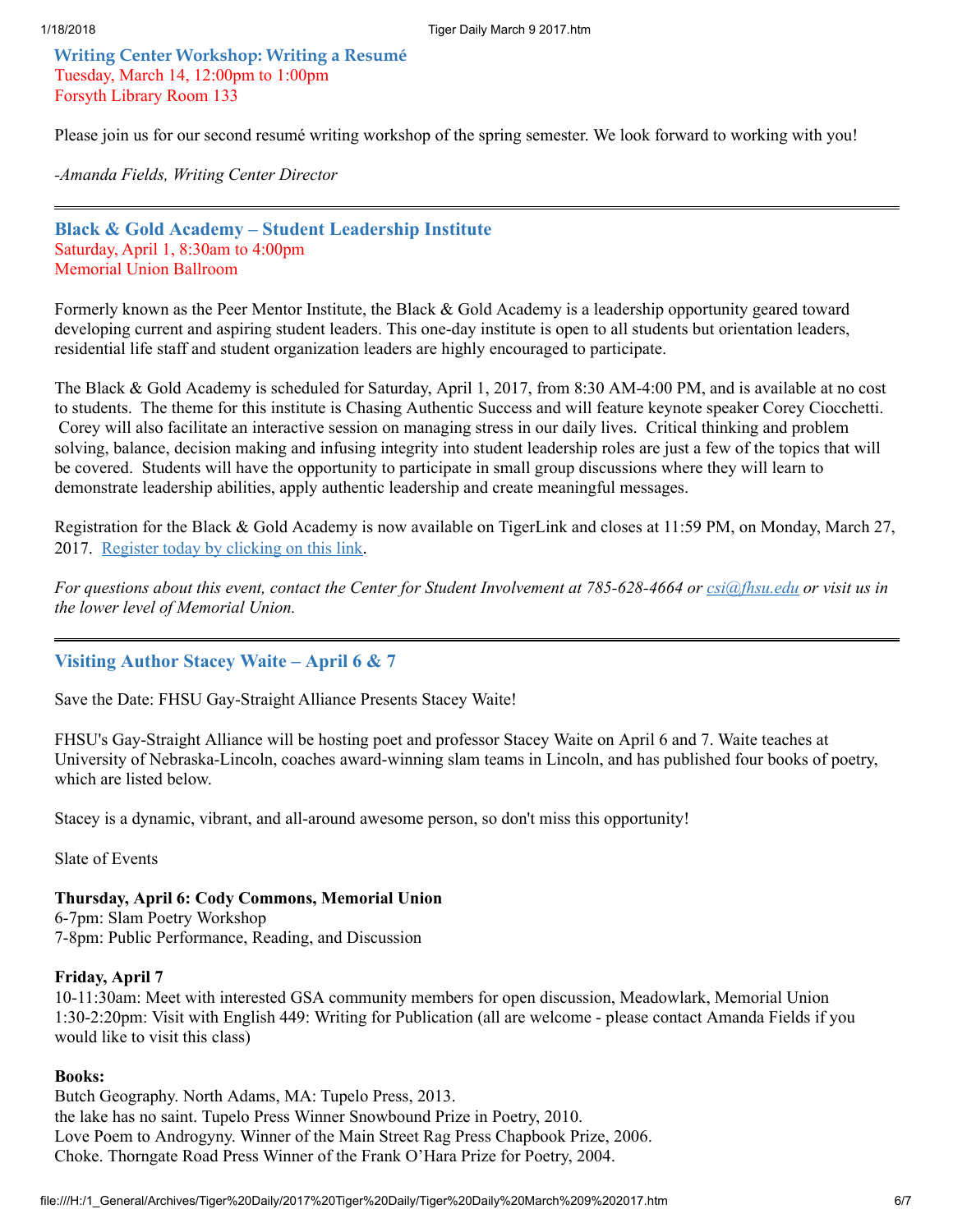### Writing Center Workshop: Writing a Resumé

Tuesday, March 14, 12:00pm to 1:00pm
Forsyth Library Room 133

Please join us for our second resumé writing workshop of the spring semester. We look forward to working with you!

*-Amanda Fields, Writing Center Director*

---

### Black & Gold Academy – Student Leadership Institute

Saturday, April 1, 8:30am to 4:00pm
Memorial Union Ballroom

Formerly known as the Peer Mentor Institute, the Black & Gold Academy is a leadership opportunity geared toward developing current and aspiring student leaders. This one-day institute is open to all students but orientation leaders, residential life staff and student organization leaders are highly encouraged to participate.

The Black & Gold Academy is scheduled for Saturday, April 1, 2017, from 8:30 AM-4:00 PM, and is available at no cost to students. The theme for this institute is Chasing Authentic Success and will feature keynote speaker Corey Ciocchetti. Corey will also facilitate an interactive session on managing stress in our daily lives. Critical thinking and problem solving, balance, decision making and infusing integrity into student leadership roles are just a few of the topics that will be covered. Students will have the opportunity to participate in small group discussions where they will learn to demonstrate leadership abilities, apply authentic leadership and create meaningful messages.

Registration for the Black & Gold Academy is now available on TigerLink and closes at 11:59 PM, on Monday, March 27, 2017. Register today by clicking on this link.

*For questions about this event, contact the Center for Student Involvement at 785-628-4664 or csi@fhsu.edu or visit us in the lower level of Memorial Union.*

---

### Visiting Author Stacey Waite – April 6 & 7

Save the Date: FHSU Gay-Straight Alliance Presents Stacey Waite!

FHSU's Gay-Straight Alliance will be hosting poet and professor Stacey Waite on April 6 and 7. Waite teaches at University of Nebraska-Lincoln, coaches award-winning slam teams in Lincoln, and has published four books of poetry, which are listed below.

Stacey is a dynamic, vibrant, and all-around awesome person, so don't miss this opportunity!

Slate of Events

**Thursday, April 6: Cody Commons, Memorial Union**
6-7pm: Slam Poetry Workshop
7-8pm: Public Performance, Reading, and Discussion

**Friday, April 7**
10-11:30am: Meet with interested GSA community members for open discussion, Meadowlark, Memorial Union
1:30-2:20pm: Visit with English 449: Writing for Publication (all are welcome - please contact Amanda Fields if you would like to visit this class)

**Books:**
Butch Geography. North Adams, MA: Tupelo Press, 2013.
the lake has no saint. Tupelo Press Winner Snowbound Prize in Poetry, 2010.
Love Poem to Androgyny. Winner of the Main Street Rag Press Chapbook Prize, 2006.
Choke. Thorngate Road Press Winner of the Frank O'Hara Prize for Poetry, 2004.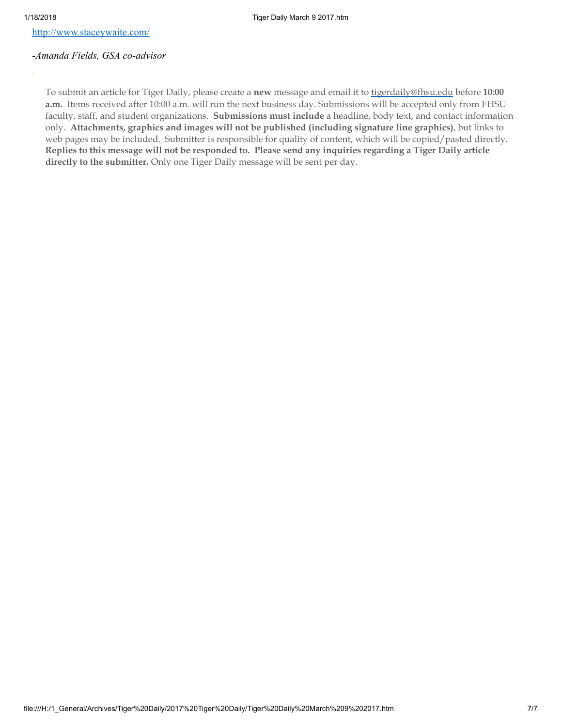http://www.staceywaite.com/

*-Amanda Fields, GSA co-advisor*

\

To submit an article for Tiger Daily, please create a **new** message and email it to tigerdaily@fhsu.edu before **10:00 a.m.** Items received after 10:00 a.m. will run the next business day. Submissions will be accepted only from FHSU faculty, staff, and student organizations. **Submissions must include** a headline, body text, and contact information only. **Attachments, graphics and images will not be published (including signature line graphics)**, but links to web pages may be included. Submitter is responsible for quality of content, which will be copied/pasted directly. **Replies to this message will not be responded to. Please send any inquiries regarding a Tiger Daily article directly to the submitter.** Only one Tiger Daily message will be sent per day.